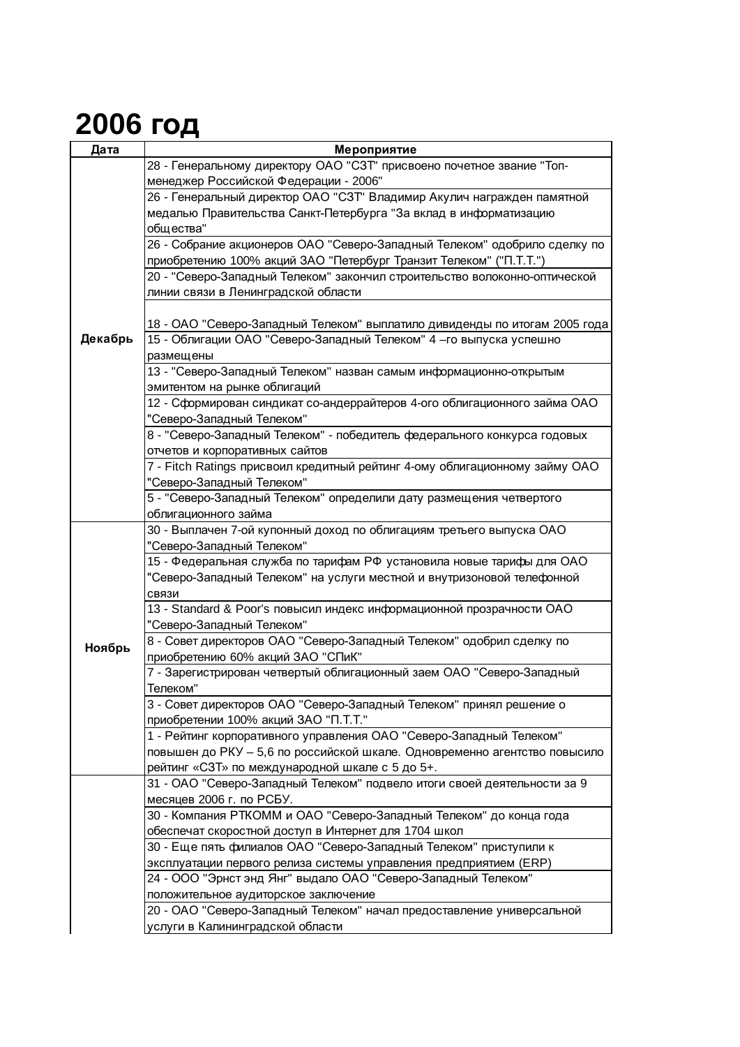# 2006 год

| Дата | Мероприятие |
|---|---|
| Декабрь | 28 - Генеральному директору ОАО "СЗТ" присвоено почетное звание "Топ-менеджер Российской Федерации - 2006" |
| | 26 - Генеральный директор ОАО "СЗТ" Владимир Акулич награжден памятной медалью Правительства Санкт-Петербурга "За вклад в информатизацию общества" |
| | 26 - Собрание акционеров ОАО "Северо-Западный Телеком" одобрило сделку по приобретению 100% акций ЗАО "Петербург Транзит Телеком" ("П.Т.Т.") |
| | 20 - "Северо-Западный Телеком" закончил строительство волоконно-оптической линии связи в Ленинградской области |
| | 18 - ОАО "Северо-Западный Телеком" выплатило дивиденды по итогам 2005 года |
| | 15 - Облигации ОАО "Северо-Западный Телеком" 4 –го выпуска успешно размещены |
| | 13 - "Северо-Западный Телеком" назван самым информационно-открытым эмитентом на рынке облигаций |
| | 12 - Сформирован синдикат со-андеррайтеров 4-ого облигационного займа ОАО "Северо-Западный Телеком" |
| | 8 - "Северо-Западный Телеком" - победитель федерального конкурса годовых отчетов и корпоративных сайтов |
| | 7 - Fitch Ratings присвоил кредитный рейтинг 4-ому облигационному займу ОАО "Северо-Западный Телеком" |
| | 5 - "Северо-Западный Телеком" определили дату размещения четвертого облигационного займа |
| Ноябрь | 30 - Выплачен 7-ой купонный доход по облигациям третьего выпуска ОАО "Северо-Западный Телеком" |
| | 15 - Федеральная служба по тарифам РФ установила новые тарифы для ОАО "Северо-Западный Телеком" на услуги местной и внутризоновой телефонной связи |
| | 13 - Standard & Poor's повысил индекс информационной прозрачности ОАО "Северо-Западный Телеком" |
| | 8 - Совет директоров ОАО "Северо-Западный Телеком" одобрил сделку по приобретению 60% акций ЗАО "СПиК" |
| | 7 - Зарегистрирован четвертый облигационный заем ОАО "Северо-Западный Телеком" |
| | 3 - Совет директоров ОАО "Северо-Западный Телеком" принял решение о приобретении 100% акций ЗАО "П.Т.Т." |
| | 1 - Рейтинг корпоративного управления ОАО "Северо-Западный Телеком" повышен до РКУ – 5,6 по российской шкале. Одновременно агентство повысило рейтинг «СЗТ» по международной шкале с 5 до 5+. |
| | 31 - ОАО "Северо-Западный Телеком" подвело итоги своей деятельности за 9 месяцев 2006 г. по РСБУ. |
| | 30 - Компания РТКОММ и ОАО "Северо-Западный Телеком" до конца года обеспечат скоростной доступ в Интернет для 1704 школ |
| | 30 - Еще пять филиалов ОАО "Северо-Западный Телеком" приступили к эксплуатации первого релиза системы управления предприятием (ERP) |
| | 24 - ООО "Эрнст энд Янг" выдало ОАО "Северо-Западный Телеком" положительное аудиторское заключение |
| | 20 - ОАО "Северо-Западный Телеком" начал предоставление универсальной услуги в Калининградской области |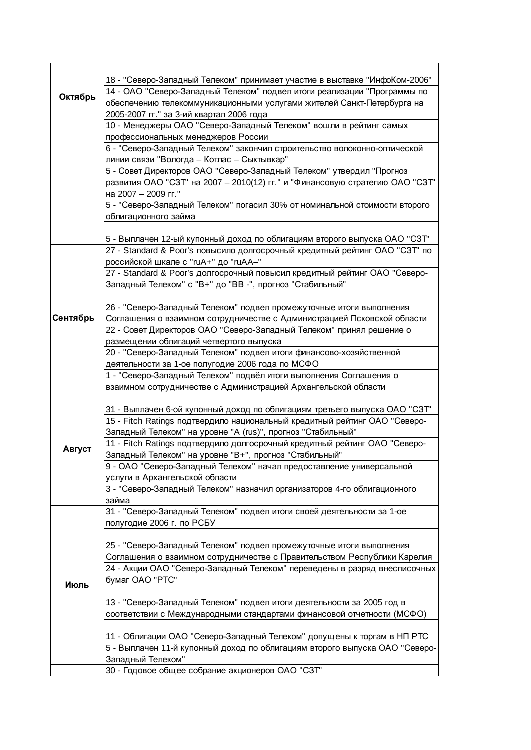| | |
|---|---|
| Октябрь | 18 - "Северо-Западный Телеком" принимает участие в выставке "ИнфоКом-2006" |
| | 14 - ОАО "Северо-Западный Телеком" подвел итоги реализации "Программы по обеспечению телекоммуникационными услугами жителей Санкт-Петербурга на 2005-2007 гг." за 3-ий квартал 2006 года |
| | 10 - Менеджеры ОАО "Северо-Западный Телеком" вошли в рейтинг самых профессиональных менеджеров России |
| | 6 - "Северо-Западный Телеком" закончил строительство волоконно-оптической линии связи "Вологда – Котлас – Сыктывкар" |
| | 5 - Совет Директоров ОАО "Северо-Западный Телеком" утвердил "Прогноз развития ОАО "СЗТ" на 2007 – 2010(12) гг." и "Финансовую стратегию ОАО "СЗТ" на 2007 – 2009 гг." |
| | 5 - "Северо-Западный Телеком" погасил 30% от номинальной стоимости второго облигационного займа |
| | 5 - Выплачен 12-ый купонный доход по облигациям второго выпуска ОАО "СЗТ" |
| Сентябрь | 27 - Standard & Poor's повысило долгосрочный кредитный рейтинг ОАО "СЗТ" по российской шкале с "ruA+" до "ruAA–" |
| | 27 - Standard & Poor's долгосрочный повысил кредитный рейтинг ОАО "Северо-Западный Телеком" с "B+" до "BB -", прогноз "Стабильный" |
| | 26 - "Северо-Западный Телеком" подвел промежуточные итоги выполнения Соглашения о взаимном сотрудничестве с Администрацией Псковской области |
| | 22 - Совет Директоров ОАО "Северо-Западный Телеком" принял решение о размещении облигаций четвертого выпуска |
| | 20 - "Северо-Западный Телеком" подвел итоги финансово-хозяйственной деятельности за 1-ое полугодие 2006 года по МСФО |
| | 1 - "Северо-Западный Телеком" подвёл итоги выполнения Соглашения о взаимном сотрудничестве с Администрацией Архангельской области |
| Август | 31 - Выплачен 6-ой купонный доход по облигациям третьего выпуска ОАО "СЗТ" |
| | 15 - Fitch Ratings подтвердило национальный кредитный рейтинг ОАО "Северо-Западный Телеком" на уровне "A (rus)", прогноз "Стабильный" |
| | 11 - Fitch Ratings подтвердило долгосрочный кредитный рейтинг ОАО "Северо-Западный Телеком" на уровне "B+", прогноз "Стабильный" |
| | 9 - ОАО "Северо-Западный Телеком" начал предоставление универсальной услуги в Архангельской области |
| | 3 - "Северо-Западный Телеком" назначил организаторов 4-го облигационного займа |
| Июль | 31 - "Северо-Западный Телеком" подвел итоги своей деятельности за 1-ое полугодие 2006 г. по РСБУ |
| | 25 - "Северо-Западный Телеком" подвел промежуточные итоги выполнения Соглашения о взаимном сотрудничестве с Правительством Республики Карелия |
| | 24 - Акции ОАО "Северо-Западный Телеком" переведены в разряд внесписочных бумаг ОАО "РТС" |
| | 13 - "Северо-Западный Телеком" подвел итоги деятельности за 2005 год в соответствии с Международными стандартами финансовой отчетности (МСФО) |
| | 11 - Облигации ОАО "Северо-Западный Телеком" допущены к торгам в НП РТС |
| | 5 - Выплачен 11-й купонный доход по облигациям второго выпуска ОАО "Северо-Западный Телеком" |
| | 30 - Годовое общее собрание акционеров ОАО "СЗТ" |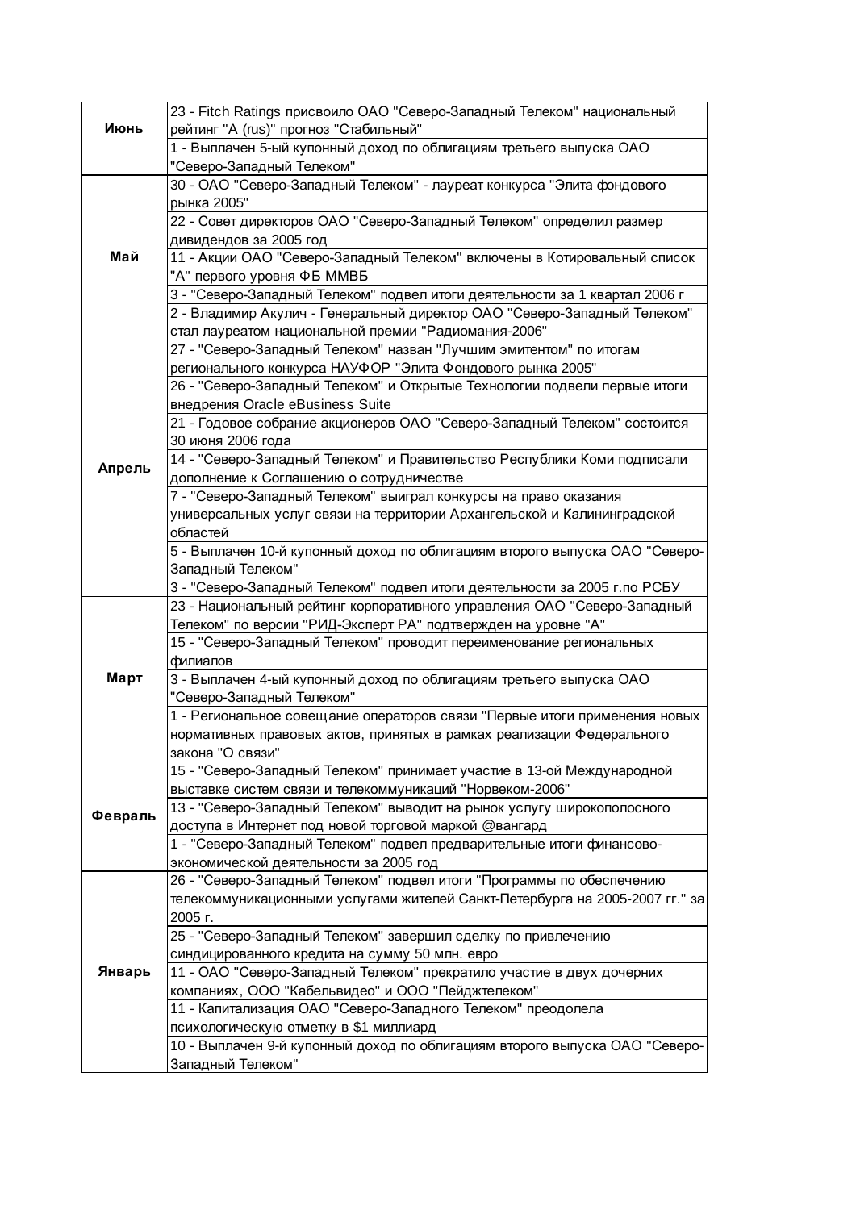| | |
|---|---|
| **Июнь** | 23 - Fitch Ratings присвоило ОАО "Северо-Западный Телеком" национальный рейтинг "A (rus)" прогноз "Стабильный" |
| | 1 - Выплачен 5-ый купонный доход по облигациям третьего выпуска ОАО "Северо-Западный Телеком" |
| **Май** | 30 - ОАО "Северо-Западный Телеком" - лауреат конкурса "Элита фондового рынка 2005" |
| | 22 - Совет директоров ОАО "Северо-Западный Телеком" определил размер дивидендов за 2005 год |
| | 11 - Акции ОАО "Северо-Западный Телеком" включены в Котировальный список "А" первого уровня ФБ ММВБ |
| | 3 - "Северо-Западный Телеком" подвел итоги деятельности за 1 квартал 2006 г |
| | 2 - Владимир Акулич - Генеральный директор ОАО "Северо-Западный Телеком" стал лауреатом национальной премии "Радиомания-2006" |
| **Апрель** | 27 - "Северо-Западный Телеком" назван "Лучшим эмитентом" по итогам регионального конкурса НАУФОР "Элита Фондового рынка 2005" |
| | 26 - "Северо-Западный Телеком" и Открытые Технологии подвели первые итоги внедрения Oracle eBusiness Suite |
| | 21 - Годовое собрание акционеров ОАО "Северо-Западный Телеком" состоится 30 июня 2006 года |
| | 14 - "Северо-Западный Телеком" и Правительство Республики Коми подписали дополнение к Соглашению о сотрудничестве |
| | 7 - "Северо-Западный Телеком" выиграл конкурсы на право оказания универсальных услуг связи на территории Архангельской и Калининградской областей |
| | 5 - Выплачен 10-й купонный доход по облигациям второго выпуска ОАО "Северо-Западный Телеком" |
| | 3 - "Северо-Западный Телеком" подвел итоги деятельности за 2005 г.по РСБУ |
| **Март** | 23 - Национальный рейтинг корпоративного управления ОАО "Северо-Западный Телеком" по версии "РИД-Эксперт РА" подтвержден на уровне "А" |
| | 15 - "Северо-Западный Телеком" проводит переименование региональных филиалов |
| | 3 - Выплачен 4-ый купонный доход по облигациям третьего выпуска ОАО "Северо-Западный Телеком" |
| | 1 - Региональное совещание операторов связи "Первые итоги применения новых нормативных правовых актов, принятых в рамках реализации Федерального закона "О связи" |
| **Февраль** | 15 - "Северо-Западный Телеком" принимает участие в 13-ой Международной выставке систем связи и телекоммуникаций "Норвеком-2006" |
| | 13 - "Северо-Западный Телеком" выводит на рынок услугу широкополосного доступа в Интернет под новой торговой маркой @вангард |
| | 1 - "Северо-Западный Телеком" подвел предварительные итоги финансово-экономической деятельности за 2005 год |
| **Январь** | 26 - "Северо-Западный Телеком" подвел итоги "Программы по обеспечению телекоммуникационными услугами жителей Санкт-Петербурга на 2005-2007 гг." за 2005 г. |
| | 25 - "Северо-Западный Телеком" завершил сделку по привлечению синдицированного кредита на сумму 50 млн. евро |
| | 11 - ОАО "Северо-Западный Телеком" прекратило участие в двух дочерних компаниях, ООО "Кабельвидео" и ООО "Пейджтелеком" |
| | 11 - Капитализация ОАО "Северо-Западного Телеком" преодолела психологическую отметку в $1 миллиард |
| | 10 - Выплачен 9-й купонный доход по облигациям второго выпуска ОАО "Северо-Западный Телеком" |